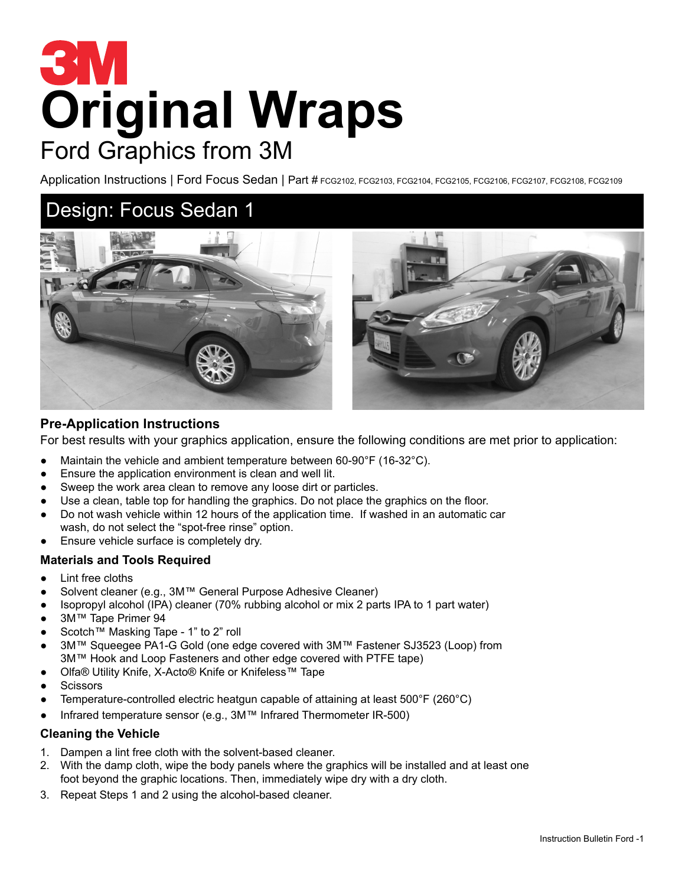# 3M

# Original Wraps

## Ford Graphics from 3M

Application Instructions | Ford Focus Sedan | Part # FCG2102, FCG2103, FCG2104, FCG2105, FCG2106, FCG2107, FCG2108, FCG2109

## Design: Focus Sedan 1

### Pre-Application Instructions

For best results with your graphics application, ensure the following conditions are met prior to application:

- Maintain the vehicle and ambient temperature between 60-90°F (16-32°C).
- Ensure the application environment is clean and well lit.
- Sweep the work area clean to remove any loose dirt or particles.
- Use a clean, table top for handling the graphics. Do not place the graphics on the floor.
- Do not wash vehicle within 12 hours of the application time. If washed in an automatic car wash, do not select the "spot-free rinse" option.
- Ensure vehicle surface is completely dry.

### Materials and Tools Required

- Lint free cloths
- Solvent cleaner (e.g., 3M™ General Purpose Adhesive Cleaner)
- Isopropyl alcohol (IPA) cleaner (70% rubbing alcohol or mix 2 parts IPA to 1 part water)
- 3M™ Tape Primer 94
- Scotch™ Masking Tape - 1" to 2" roll
- 3M™ Squeegee PA1-G Gold (one edge covered with 3M™ Fastener SJ3523 (Loop) from 3M™ Hook and Loop Fasteners and other edge covered with PTFE tape)
- Olfa® Utility Knife, X-Acto® Knife or Knifeless™ Tape
- Scissors
- Temperature-controlled electric heatgun capable of attaining at least 500°F (260°C)
- Infrared temperature sensor (e.g., 3M™ Infrared Thermometer IR-500)

### Cleaning the Vehicle

1. Dampen a lint free cloth with the solvent-based cleaner.
2. With the damp cloth, wipe the body panels where the graphics will be installed and at least one foot beyond the graphic locations. Then, immediately wipe dry with a dry cloth.
3. Repeat Steps 1 and 2 using the alcohol-based cleaner.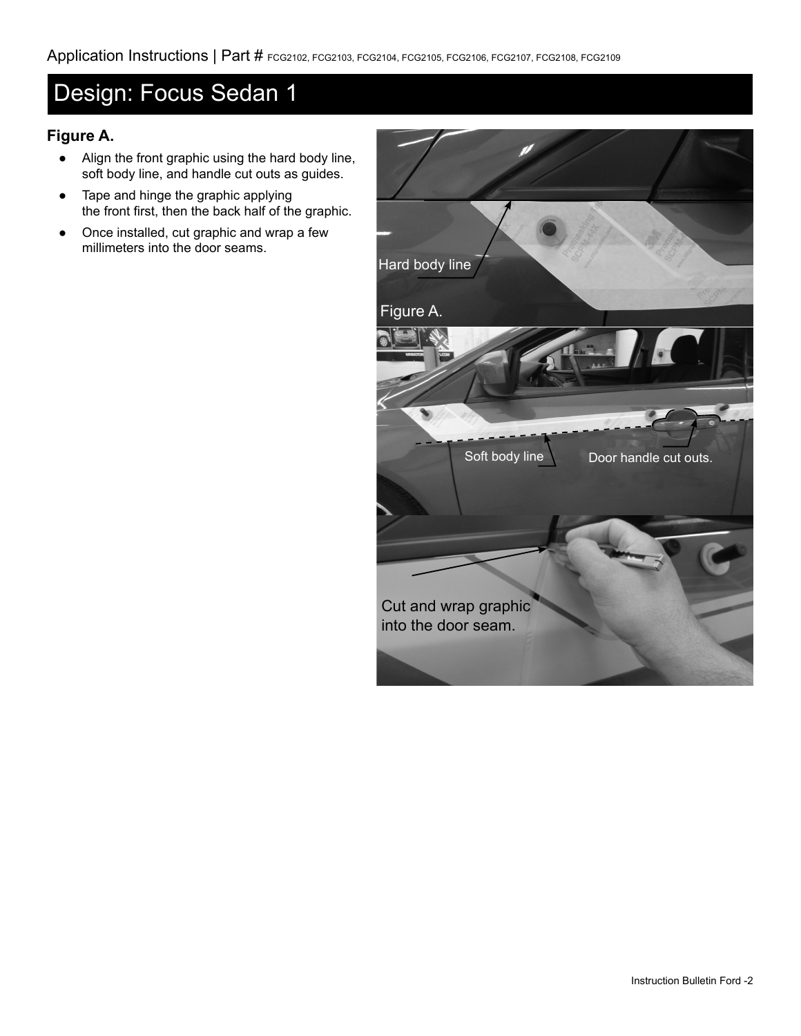Application Instructions | Part # FCG2102, FCG2103, FCG2104, FCG2105, FCG2106, FCG2107, FCG2108, FCG2109

# Design: Focus Sedan 1

### Figure A.

- Align the front graphic using the hard body line, soft body line, and handle cut outs as guides.
- Tape and hinge the graphic applying the front first, then the back half of the graphic.
- Once installed, cut graphic and wrap a few millimeters into the door seams.

Hard body line

Figure A.

Soft body line

Door handle cut outs.

Cut and wrap graphic into the door seam.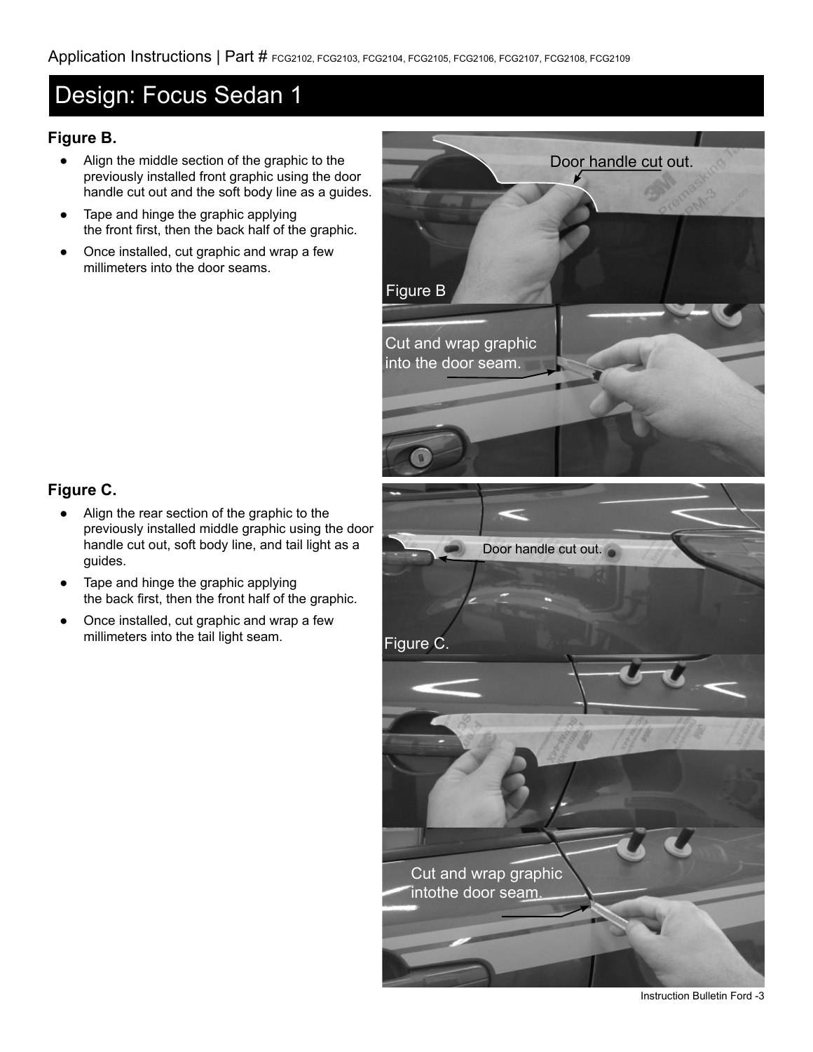Application Instructions | Part # FCG2102, FCG2103, FCG2104, FCG2105, FCG2106, FCG2107, FCG2108, FCG2109

# Design: Focus Sedan 1

### Figure B.

- Align the middle section of the graphic to the previously installed front graphic using the door handle cut out and the soft body line as a guides.
- Tape and hinge the graphic applying the front first, then the back half of the graphic.
- Once installed, cut graphic and wrap a few millimeters into the door seams.

Door handle cut out.

Figure B

Cut and wrap graphic into the door seam.

### Figure C.

- Align the rear section of the graphic to the previously installed middle graphic using the door handle cut out, soft body line, and tail light as a guides.
- Tape and hinge the graphic applying the back first, then the front half of the graphic.
- Once installed, cut graphic and wrap a few millimeters into the tail light seam.

Door handle cut out.

Figure C.

Cut and wrap graphic intothe door seam.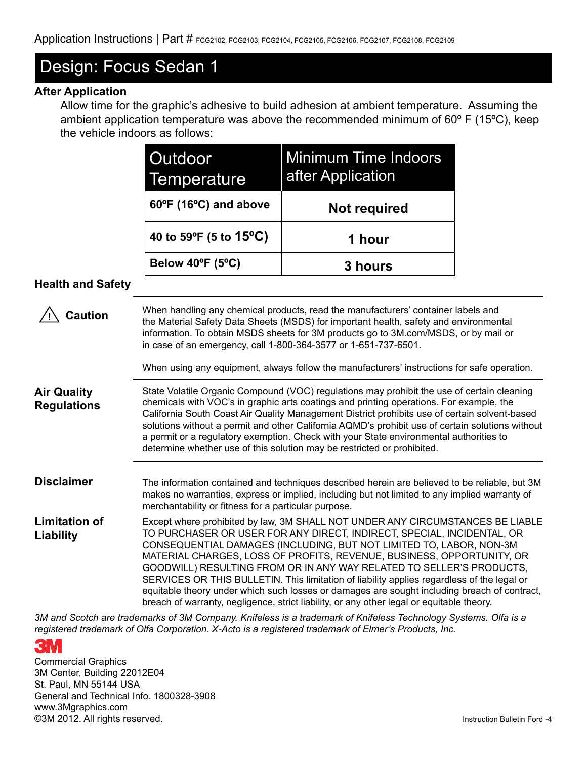Application Instructions | Part # FCG2102, FCG2103, FCG2104, FCG2105, FCG2106, FCG2107, FCG2108, FCG2109

# Design: Focus Sedan 1

### After Application

Allow time for the graphic's adhesive to build adhesion at ambient temperature. Assuming the ambient application temperature was above the recommended minimum of 60º F (15ºC), keep the vehicle indoors as follows:

| Outdoor Temperature | Minimum Time Indoors after Application |
|---|---|
| **60ºF (16ºC) and above** | **Not required** |
| **40 to 59ºF (5 to 15ºC)** | **1 hour** |
| **Below 40ºF (5ºC)** | **3 hours** |

### Health and Safety

**⚠ Caution**

When handling any chemical products, read the manufacturers' container labels and the Material Safety Data Sheets (MSDS) for important health, safety and environmental information. To obtain MSDS sheets for 3M products go to 3M.com/MSDS, or by mail or in case of an emergency, call 1-800-364-3577 or 1-651-737-6501.

When using any equipment, always follow the manufacturers' instructions for safe operation.

**Air Quality Regulations**

State Volatile Organic Compound (VOC) regulations may prohibit the use of certain cleaning chemicals with VOC's in graphic arts coatings and printing operations. For example, the California South Coast Air Quality Management District prohibits use of certain solvent-based solutions without a permit and other California AQMD's prohibit use of certain solutions without a permit or a regulatory exemption. Check with your State environmental authorities to determine whether use of this solution may be restricted or prohibited.

**Disclaimer**

The information contained and techniques described herein are believed to be reliable, but 3M makes no warranties, express or implied, including but not limited to any implied warranty of merchantability or fitness for a particular purpose.

**Limitation of Liability**

Except where prohibited by law, 3M SHALL NOT UNDER ANY CIRCUMSTANCES BE LIABLE TO PURCHASER OR USER FOR ANY DIRECT, INDIRECT, SPECIAL, INCIDENTAL, OR CONSEQUENTIAL DAMAGES (INCLUDING, BUT NOT LIMITED TO, LABOR, NON-3M MATERIAL CHARGES, LOSS OF PROFITS, REVENUE, BUSINESS, OPPORTUNITY, OR GOODWILL) RESULTING FROM OR IN ANY WAY RELATED TO SELLER'S PRODUCTS, SERVICES OR THIS BULLETIN. This limitation of liability applies regardless of the legal or equitable theory under which such losses or damages are sought including breach of contract, breach of warranty, negligence, strict liability, or any other legal or equitable theory.

*3M and Scotch are trademarks of 3M Company. Knifeless is a trademark of Knifeless Technology Systems. Olfa is a registered trademark of Olfa Corporation. X-Acto is a registered trademark of Elmer's Products, Inc.*

3M

Commercial Graphics
3M Center, Building 22012E04
St. Paul, MN 55144 USA
General and Technical Info. 1800328-3908
www.3Mgraphics.com
©3M 2012. All rights reserved.

Instruction Bulletin Ford -4